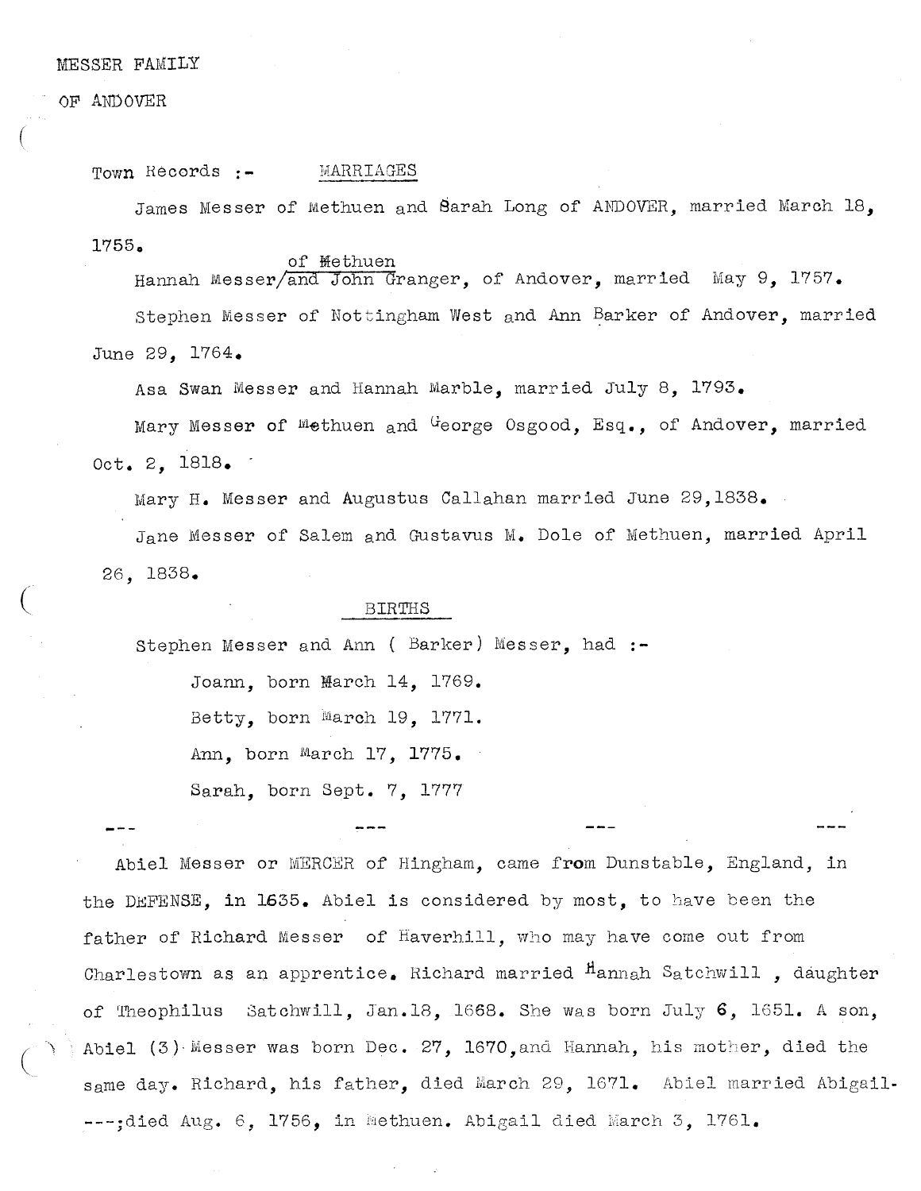MESSER FAMILY

OF ANDOVER

Town Records :- MARRIAGES

James Messer of Methuen and Sarah Long of ANDOVER, married March 18, 1755.

Hannah Messer of Methuen and John Granger, of Andover, married May 9, 1757.

Stephen Messer of Nottingham West and Ann Barker of Andover, married June 29, 1764.

Asa Swan Messer and Hannah Marble, married July 8, 1793.

Mary Messer of Methuen and George Osgood, Esq., of Andover, married Oct. 2, 1818.

Mary H. Messer and Augustus Callahan married June 29,1838.

Jane Messer of Salem and Gustavus M. Dole of Methuen, married April 26, 1838.

BIRTHS

Stephen Messer and Ann ( Barker) Messer, had :-

Joann, born March 14, 1769.

Betty, born March 19, 1771.

Ann, born March 17, 1775.

Sarah, born Sept. 7, 1777

--- --- --- ---

Abiel Messer or MERCER of Hingham, came from Dunstable, England, in the DEFENSE, in 1635. Abiel is considered by most, to have been the father of Richard Messer of Haverhill, who may have come out from Charlestown as an apprentice. Richard married Hannah Satchwill , daughter of Theophilus Satchwill, Jan.18, 1668. She was born July 6, 1651. A son, Abiel (3) Messer was born Dec. 27, 1670,and Hannah, his mother, died the same day. Richard, his father, died March 29, 1671. Abiel married Abigail----;died Aug. 6, 1756, in Methuen. Abigail died March 3, 1761.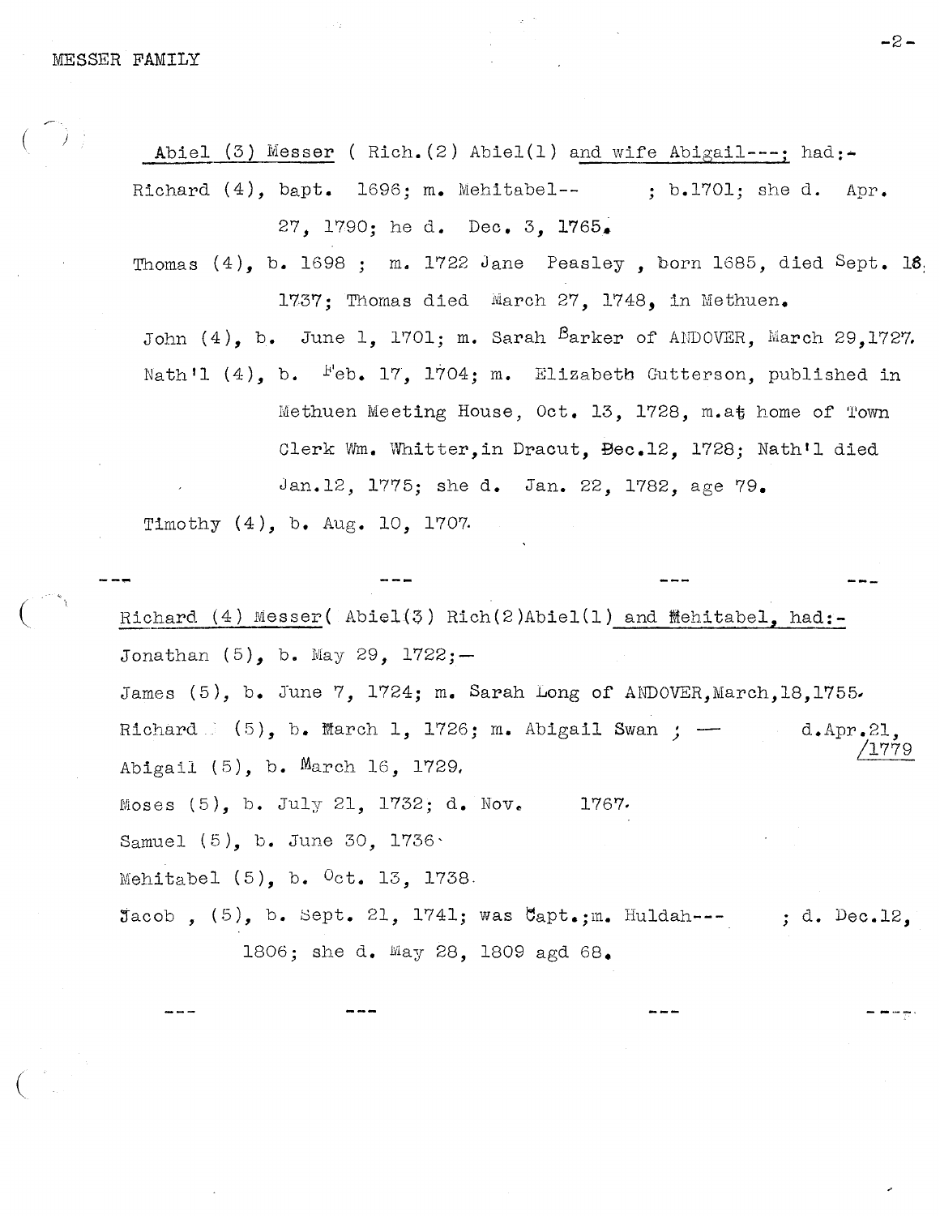Abiel (3) Messer ( Rich.(2) Abiel(1) and wife Abigail---; had:-

Richard (4), bapt. 1696; m. Mehitabel-- ; b.1701; she d. Apr. 27, 1790; he d. Dec. 3, 1765.

Thomas (4), b. 1698 ; m. 1722 Jane Peasley , born 1685, died Sept. 16, 1737; Thomas died March 27, 1748, in Methuen.

John (4), b. June 1, 1701; m. Sarah Barker of ANDOVER, March 29,1727.

Nath'l (4), b. Feb. 17, 1704; m. Elizabeth Gutterson, published in Methuen Meeting House, Oct. 13, 1728, m.at home of Town Clerk Wm. Whitter,in Dracut, Dec.12, 1728; Nath'l died Jan.12, 1775; she d. Jan. 22, 1782, age 79.

Timothy (4), b. Aug. 10, 1707.

--- --- --- ---

Richard (4) Messer( Abiel(3) Rich(2)Abiel(1) and Mehitabel, had:-

Jonathan (5), b. May 29, 1722;—

James (5), b. June 7, 1724; m. Sarah Long of ANDOVER,March,18,1755.

Richard (5), b. March 1, 1726; m. Abigail Swan ; — d.Apr.21, 1779

Abigail (5), b. March 16, 1729.

Moses (5), b. July 21, 1732; d. Nov. 1767.

Samuel (5), b. June 30, 1736.

Mehitabel (5), b. Oct. 13, 1738.

Jacob , (5), b. Sept. 21, 1741; was Capt.;m. Huldah--- ; d. Dec.12, 1806; she d. May 28, 1809 agd 68.

--- --- --- ---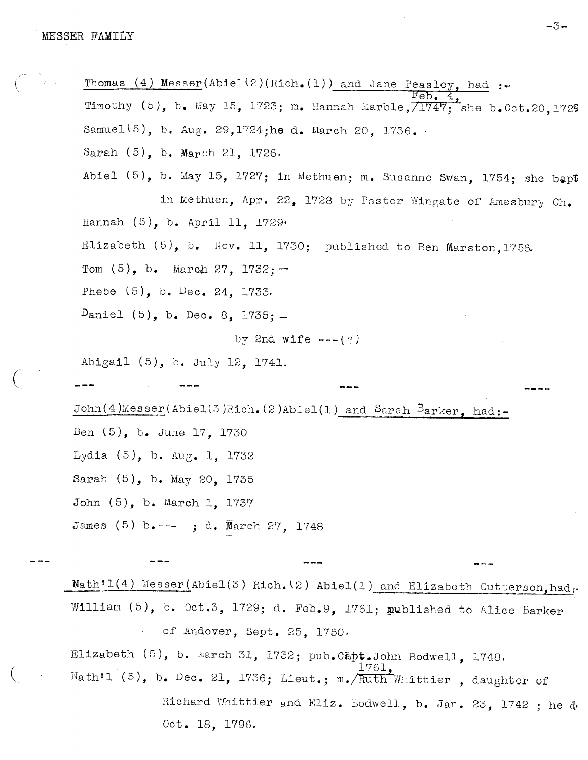Thomas (4) Messer(Abiel(2)(Rich.(1)) and Jane Peasley, had :-

Timothy (5), b. May 15, 1723; m. Hannah Marble, Feb. 4, 1747; she b.Oct.20,1729

Samuel(5), b. Aug. 29,1724;he d. March 20, 1736.

Sarah (5), b. March 21, 1726.

Abiel (5), b. May 15, 1727; in Methuen; m. Susanne Swan, 1754; she bapt in Methuen, Apr. 22, 1728 by Pastor Wingate of Amesbury Ch.

Hannah (5), b. April 11, 1729.

Elizabeth (5), b. Nov. 11, 1730; published to Ben Marston,1756.

Tom (5), b. March 27, 1732; –

Phebe (5), b. Dec. 24, 1733.

Daniel (5), b. Dec. 8, 1735; –

by 2nd wife ---(?)

Abigail (5), b. July 12, 1741.

--- --- --- ---

John(4)Messer(Abiel(3)Rich.(2)Abiel(1) and Sarah Barker, had:-

Ben (5), b. June 17, 1730

Lydia (5), b. Aug. 1, 1732

Sarah (5), b. May 20, 1735

John (5), b. March 1, 1737

James (5) b.--- ; d. March 27, 1748

--- --- --- ---

Nath'l(4) Messer(Abiel(3) Rich.(2) Abiel(1) and Elizabeth Gutterson,had:-

William (5), b. Oct.3, 1729; d. Feb.9, 1761; published to Alice Barker of Andover, Sept. 25, 1750.

Elizabeth (5), b. March 31, 1732; pub.Capt.John Bodwell, 1748.

Nath'l (5), b. Dec. 21, 1736; Lieut.; m. 1761, Ruth Whittier , daughter of Richard Whittier and Eliz. Bodwell, b. Jan. 23, 1742 ; he d. Oct. 18, 1796.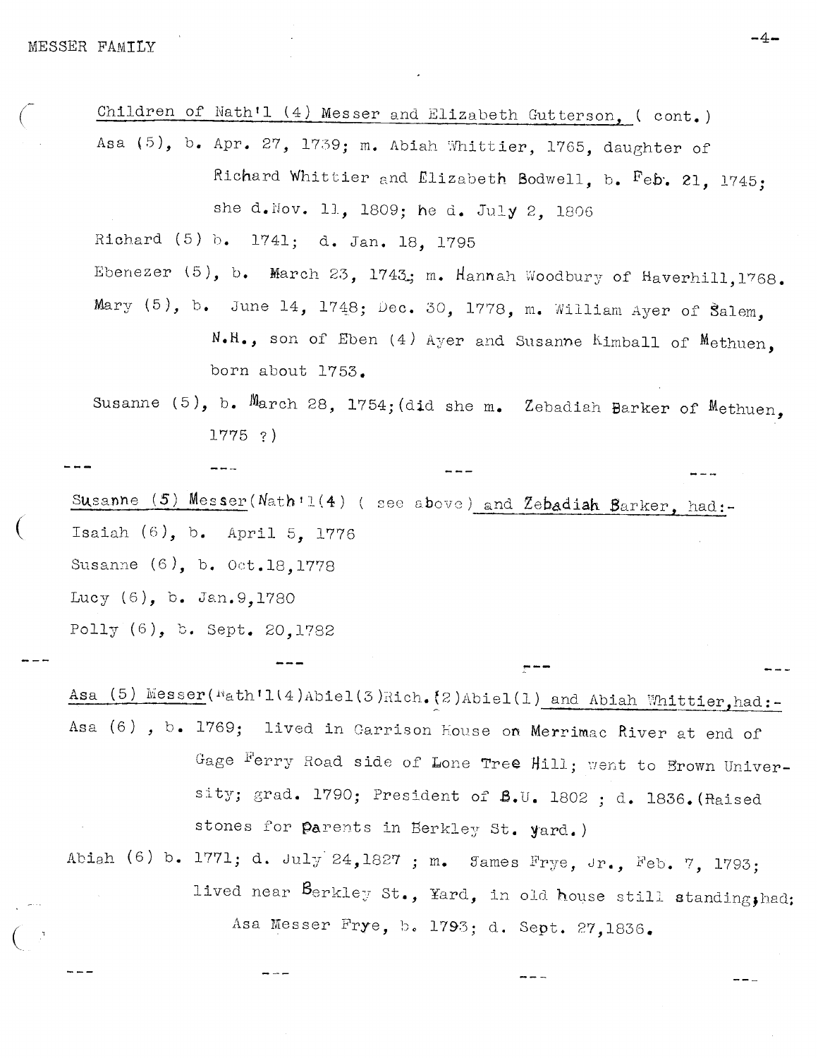Children of Nath'l (4) Messer and Elizabeth Gutterson, ( cont.)

Asa (5), b. Apr. 27, 1739; m. Abiah Whittier, 1765, daughter of Richard Whittier and Elizabeth Bodwell, b. Feb. 21, 1745; she d. Nov. 11, 1809; he d. July 2, 1806

Richard (5) b. 1741; d. Jan. 18, 1795

Ebenezer (5), b. March 23, 1743; m. Hannah Woodbury of Haverhill, 1768.

Mary (5), b. June 14, 1748; Dec. 30, 1778, m. William Ayer of Salem, N.H., son of Eben (4) Ayer and Susanne Kimball of Methuen, born about 1753.

Susanne (5), b. March 28, 1754; (did she m. Zebadiah Barker of Methuen, 1775 ?)

--- --- --- ---

Susanne (5) Messer (Nath'l (4) ( see above) and Zebadiah Barker, had:-

Isaiah (6), b. April 5, 1776

Susanne (6), b. Oct. 18, 1778

Lucy (6), b. Jan. 9, 1780

Polly (6), b. Sept. 20, 1782

--- --- --- ---

Asa (5) Messer (Nath'l (4) Abiel (3) Rich. (2) Abiel (1) and Abiah Whittier, had:-

Asa (6), b. 1769; lived in Garrison House on Merrimac River at end of Gage Ferry Road side of Lone Tree Hill; went to Brown University; grad. 1790; President of B.U. 1802; d. 1836. (Raised stones for parents in Berkley St. yard.)

Abiah (6) b. 1771; d. July 24, 1827; m. James Frye, Jr., Feb. 7, 1793; lived near Berkley St., Yard, in old house still standing; had:

Asa Messer Frye, b. 1793; d. Sept. 27, 1836.

--- --- --- ---